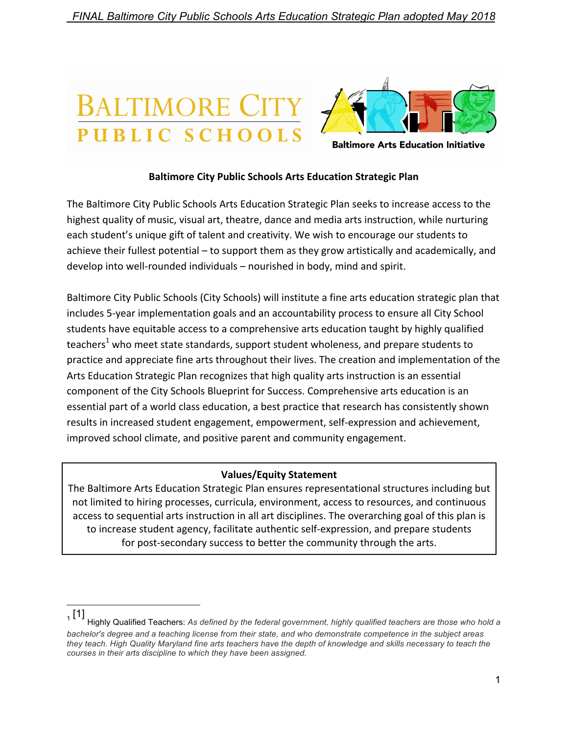# Baltimore City Public Schools Arts Education Strategic Plan

The Baltimore City Public Schools Arts Education Strategic Plan seeks to increase access to the highest quality of music, visual art, theatre, dance and media arts instruction, while nurturing each student's unique gift of talent and creativity. We wish to encourage our students to achieve their fullest potential – to support them as they grow artistically and academically, and develop into well-rounded individuals – nourished in body, mind and spirit.

Baltimore City Public Schools (City Schools) will institute a fine arts education strategic plan that includes 5-year implementation goals and an accountability process to ensure all City School students have equitable access to a comprehensive arts education taught by highly qualified teachers[1] who meet state standards, support student wholeness, and prepare students to practice and appreciate fine arts throughout their lives. The creation and implementation of the Arts Education Strategic Plan recognizes that high quality arts instruction is an essential component of the City Schools Blueprint for Success. Comprehensive arts education is an essential part of a world class education, a best practice that research has consistently shown results in increased student engagement, empowerment, self-expression and achievement, improved school climate, and positive parent and community engagement.

**Values/Equity Statement**

The Baltimore Arts Education Strategic Plan ensures representational structures including but not limited to hiring processes, curricula, environment, access to resources, and continuous access to sequential arts instruction in all art disciplines. The overarching goal of this plan is to increase student agency, facilitate authentic self-expression, and prepare students for post-secondary success to better the community through the arts.

---

[1] Highly Qualified Teachers: *As defined by the federal government, highly qualified teachers are those who hold a bachelor's degree and a teaching license from their state, and who demonstrate competence in the subject areas they teach. High Quality Maryland fine arts teachers have the depth of knowledge and skills necessary to teach the courses in their arts discipline to which they have been assigned.*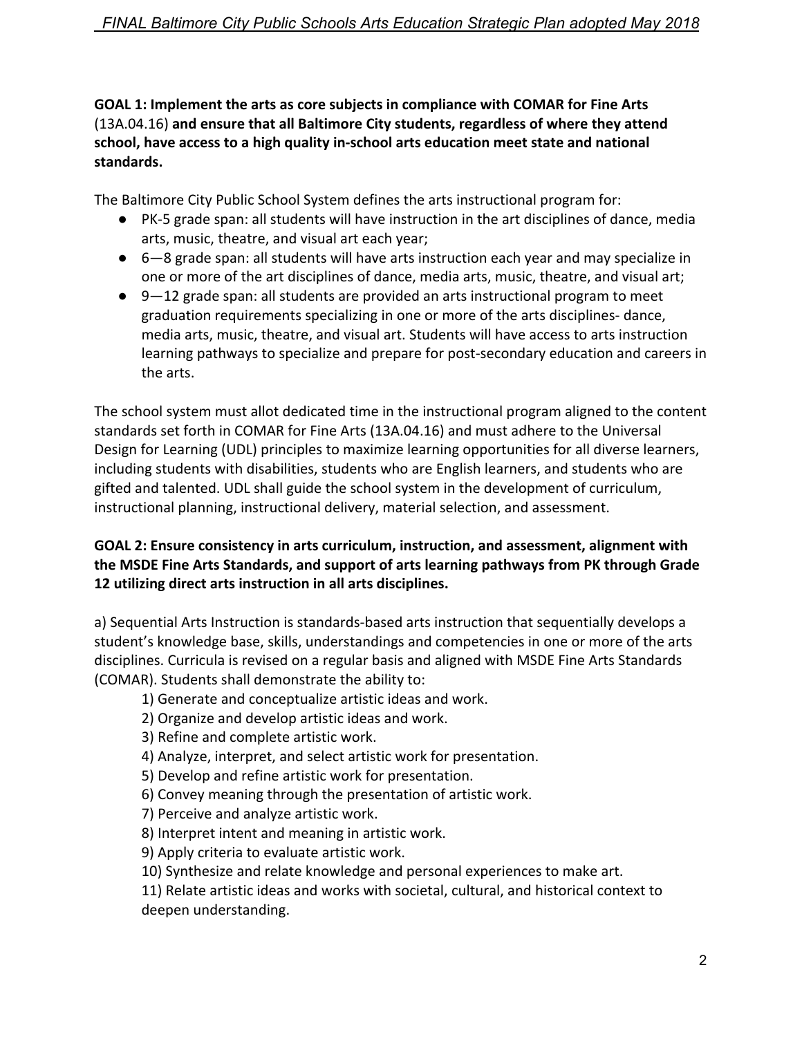**GOAL 1: Implement the arts as core subjects in compliance with COMAR for Fine Arts** (13A.04.16) **and ensure that all Baltimore City students, regardless of where they attend school, have access to a high quality in-school arts education meet state and national standards.**

The Baltimore City Public School System defines the arts instructional program for:

- PK-5 grade span: all students will have instruction in the art disciplines of dance, media arts, music, theatre, and visual art each year;
- 6—8 grade span: all students will have arts instruction each year and may specialize in one or more of the art disciplines of dance, media arts, music, theatre, and visual art;
- 9—12 grade span: all students are provided an arts instructional program to meet graduation requirements specializing in one or more of the arts disciplines- dance, media arts, music, theatre, and visual art. Students will have access to arts instruction learning pathways to specialize and prepare for post-secondary education and careers in the arts.

The school system must allot dedicated time in the instructional program aligned to the content standards set forth in COMAR for Fine Arts (13A.04.16) and must adhere to the Universal Design for Learning (UDL) principles to maximize learning opportunities for all diverse learners, including students with disabilities, students who are English learners, and students who are gifted and talented. UDL shall guide the school system in the development of curriculum, instructional planning, instructional delivery, material selection, and assessment.

**GOAL 2: Ensure consistency in arts curriculum, instruction, and assessment, alignment with the MSDE Fine Arts Standards, and support of arts learning pathways from PK through Grade 12 utilizing direct arts instruction in all arts disciplines.**

a) Sequential Arts Instruction is standards-based arts instruction that sequentially develops a student's knowledge base, skills, understandings and competencies in one or more of the arts disciplines. Curricula is revised on a regular basis and aligned with MSDE Fine Arts Standards (COMAR). Students shall demonstrate the ability to:

1) Generate and conceptualize artistic ideas and work.
2) Organize and develop artistic ideas and work.
3) Refine and complete artistic work.
4) Analyze, interpret, and select artistic work for presentation.
5) Develop and refine artistic work for presentation.
6) Convey meaning through the presentation of artistic work.
7) Perceive and analyze artistic work.
8) Interpret intent and meaning in artistic work.
9) Apply criteria to evaluate artistic work.
10) Synthesize and relate knowledge and personal experiences to make art.
11) Relate artistic ideas and works with societal, cultural, and historical context to deepen understanding.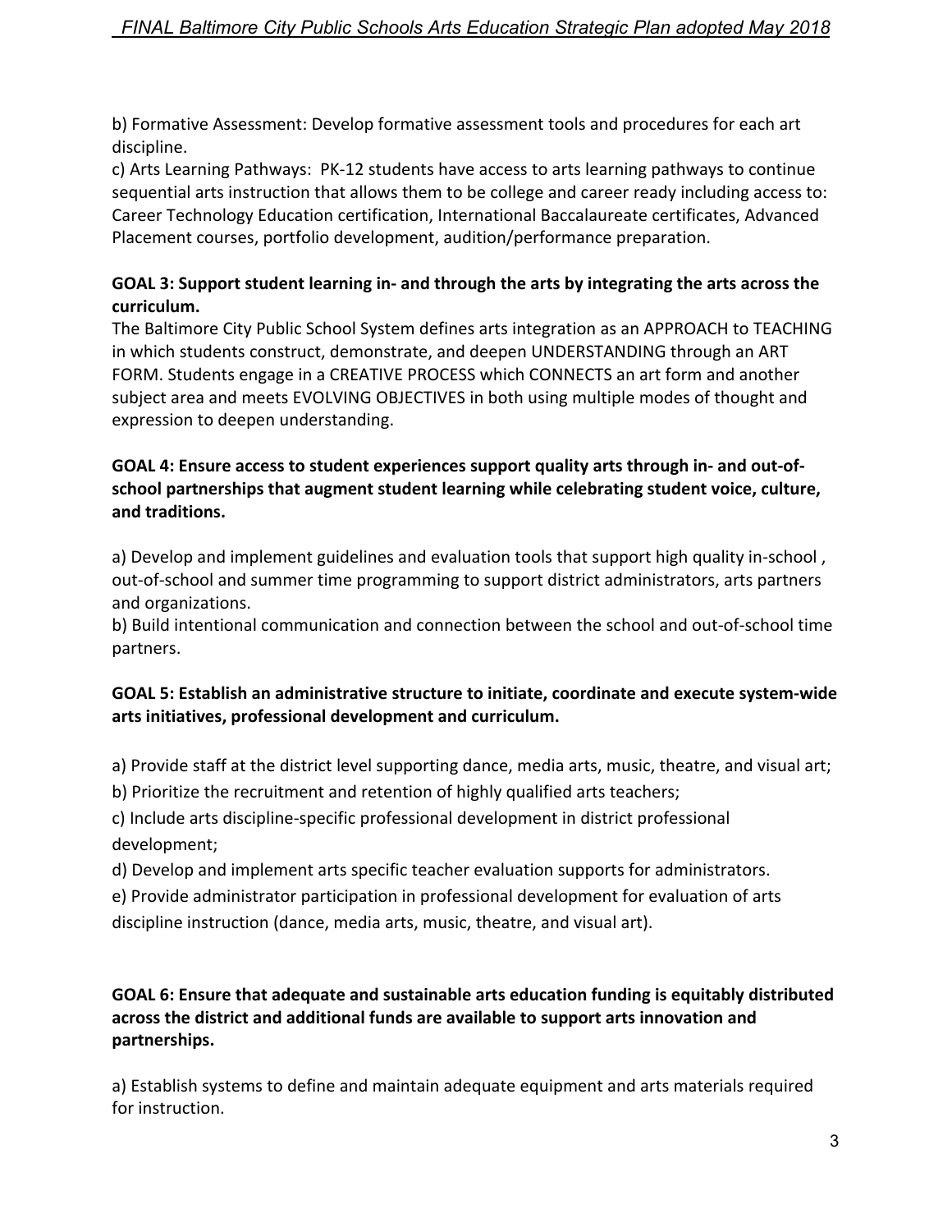b) Formative Assessment: Develop formative assessment tools and procedures for each art discipline.

c) Arts Learning Pathways: PK-12 students have access to arts learning pathways to continue sequential arts instruction that allows them to be college and career ready including access to: Career Technology Education certification, International Baccalaureate certificates, Advanced Placement courses, portfolio development, audition/performance preparation.

**GOAL 3: Support student learning in- and through the arts by integrating the arts across the curriculum.**

The Baltimore City Public School System defines arts integration as an APPROACH to TEACHING in which students construct, demonstrate, and deepen UNDERSTANDING through an ART FORM. Students engage in a CREATIVE PROCESS which CONNECTS an art form and another subject area and meets EVOLVING OBJECTIVES in both using multiple modes of thought and expression to deepen understanding.

**GOAL 4: Ensure access to student experiences support quality arts through in- and out-of-school partnerships that augment student learning while celebrating student voice, culture, and traditions.**

a) Develop and implement guidelines and evaluation tools that support high quality in-school , out-of-school and summer time programming to support district administrators, arts partners and organizations.

b) Build intentional communication and connection between the school and out-of-school time partners.

**GOAL 5: Establish an administrative structure to initiate, coordinate and execute system-wide arts initiatives, professional development and curriculum.**

a) Provide staff at the district level supporting dance, media arts, music, theatre, and visual art;

b) Prioritize the recruitment and retention of highly qualified arts teachers;

c) Include arts discipline-specific professional development in district professional development;

d) Develop and implement arts specific teacher evaluation supports for administrators.

e) Provide administrator participation in professional development for evaluation of arts discipline instruction (dance, media arts, music, theatre, and visual art).

**GOAL 6: Ensure that adequate and sustainable arts education funding is equitably distributed across the district and additional funds are available to support arts innovation and partnerships.**

a) Establish systems to define and maintain adequate equipment and arts materials required for instruction.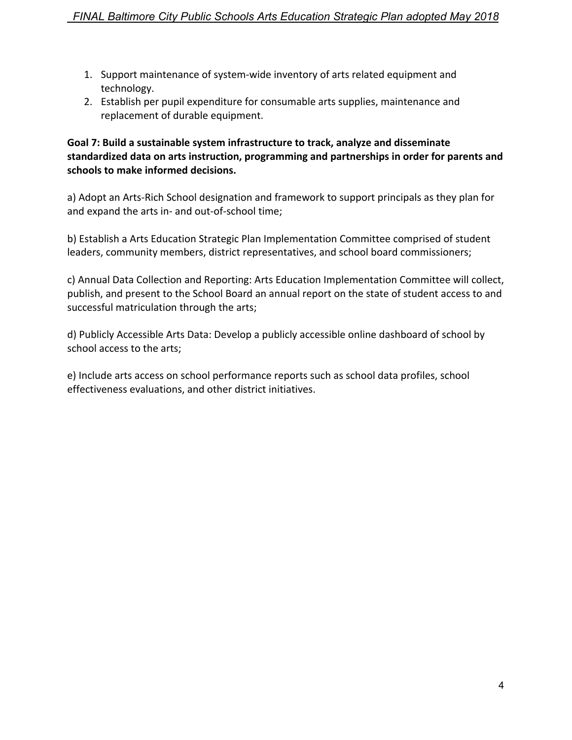1. Support maintenance of system-wide inventory of arts related equipment and technology.
2. Establish per pupil expenditure for consumable arts supplies, maintenance and replacement of durable equipment.

**Goal 7: Build a sustainable system infrastructure to track, analyze and disseminate standardized data on arts instruction, programming and partnerships in order for parents and schools to make informed decisions.**

a) Adopt an Arts-Rich School designation and framework to support principals as they plan for and expand the arts in- and out-of-school time;

b) Establish a Arts Education Strategic Plan Implementation Committee comprised of student leaders, community members, district representatives, and school board commissioners;

c) Annual Data Collection and Reporting: Arts Education Implementation Committee will collect, publish, and present to the School Board an annual report on the state of student access to and successful matriculation through the arts;

d) Publicly Accessible Arts Data: Develop a publicly accessible online dashboard of school by school access to the arts;

e) Include arts access on school performance reports such as school data profiles, school effectiveness evaluations, and other district initiatives.